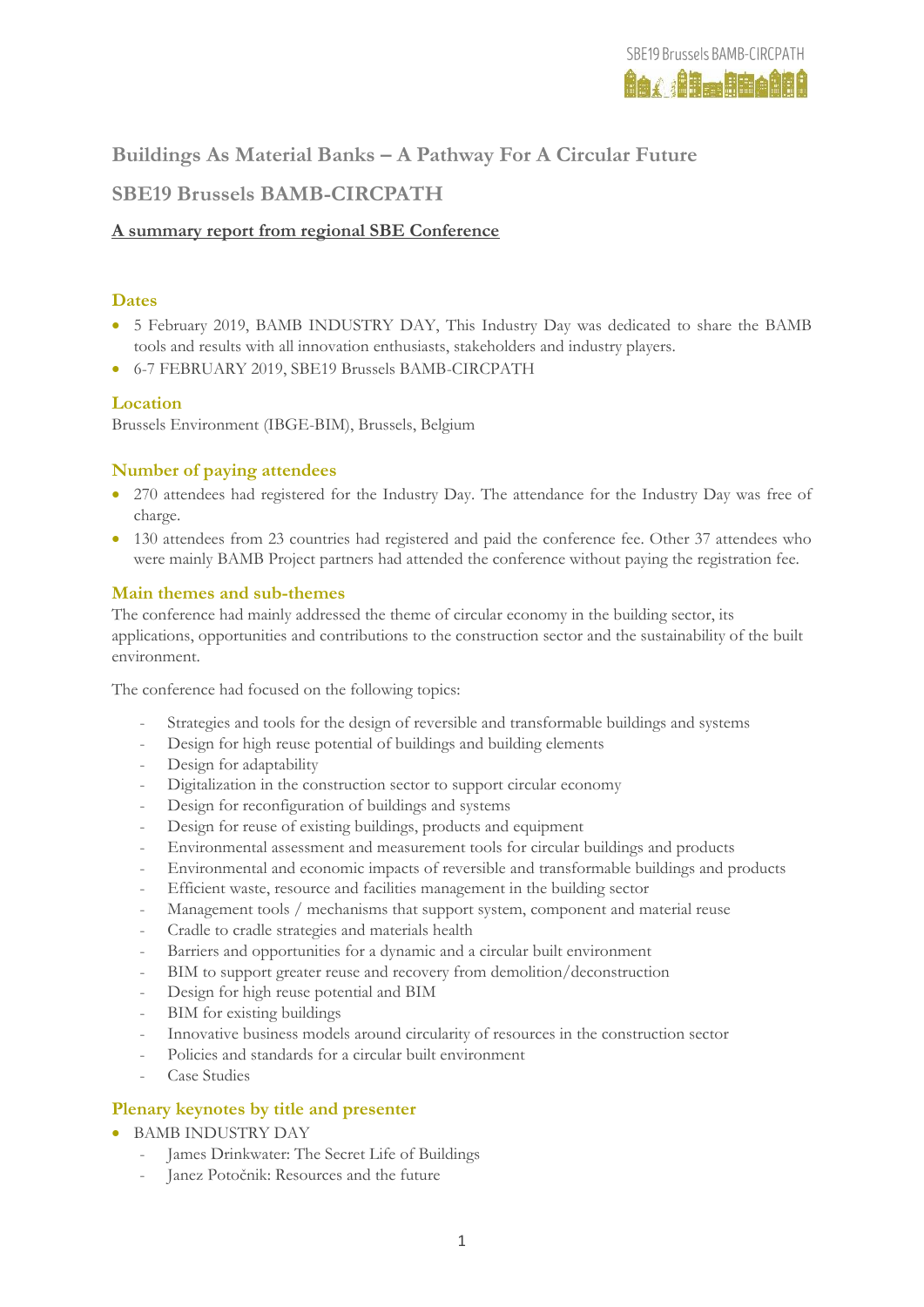# Buildings As Material Banks – A Pathway For A Circular Future

## SBE19 Brussels BAMB-CIRCPATH

**A summary report from regional SBE Conference**

### Dates

- 5 February 2019, BAMB INDUSTRY DAY, This Industry Day was dedicated to share the BAMB tools and results with all innovation enthusiasts, stakeholders and industry players.
- 6-7 FEBRUARY 2019, SBE19 Brussels BAMB-CIRCPATH

### Location

Brussels Environment (IBGE-BIM), Brussels, Belgium

### Number of paying attendees

- 270 attendees had registered for the Industry Day. The attendance for the Industry Day was free of charge.
- 130 attendees from 23 countries had registered and paid the conference fee. Other 37 attendees who were mainly BAMB Project partners had attended the conference without paying the registration fee.

### Main themes and sub-themes

The conference had mainly addressed the theme of circular economy in the building sector, its applications, opportunities and contributions to the construction sector and the sustainability of the built environment.

The conference had focused on the following topics:

- Strategies and tools for the design of reversible and transformable buildings and systems
- Design for high reuse potential of buildings and building elements
- Design for adaptability
- Digitalization in the construction sector to support circular economy
- Design for reconfiguration of buildings and systems
- Design for reuse of existing buildings, products and equipment
- Environmental assessment and measurement tools for circular buildings and products
- Environmental and economic impacts of reversible and transformable buildings and products
- Efficient waste, resource and facilities management in the building sector
- Management tools / mechanisms that support system, component and material reuse
- Cradle to cradle strategies and materials health
- Barriers and opportunities for a dynamic and a circular built environment
- BIM to support greater reuse and recovery from demolition/deconstruction
- Design for high reuse potential and BIM
- BIM for existing buildings
- Innovative business models around circularity of resources in the construction sector
- Policies and standards for a circular built environment
- Case Studies

### Plenary keynotes by title and presenter

- BAMB INDUSTRY DAY
  - James Drinkwater: The Secret Life of Buildings
  - Janez Potočnik: Resources and the future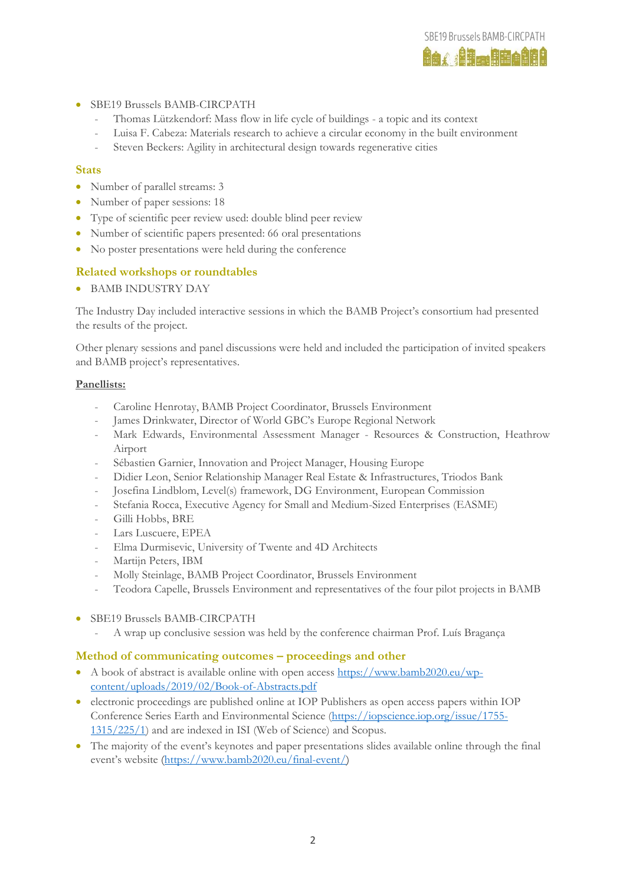- SBE19 Brussels BAMB-CIRCPATH
  - Thomas Lützkendorf: Mass flow in life cycle of buildings - a topic and its context
  - Luisa F. Cabeza: Materials research to achieve a circular economy in the built environment
  - Steven Beckers: Agility in architectural design towards regenerative cities

### Stats

- Number of parallel streams: 3
- Number of paper sessions: 18
- Type of scientific peer review used: double blind peer review
- Number of scientific papers presented: 66 oral presentations
- No poster presentations were held during the conference

### Related workshops or roundtables

- BAMB INDUSTRY DAY

The Industry Day included interactive sessions in which the BAMB Project's consortium had presented the results of the project.

Other plenary sessions and panel discussions were held and included the participation of invited speakers and BAMB project's representatives.

<u>**Panellists:**</u>

- Caroline Henrotay, BAMB Project Coordinator, Brussels Environment
- James Drinkwater, Director of World GBC's Europe Regional Network
- Mark Edwards, Environmental Assessment Manager - Resources & Construction, Heathrow Airport
- Sébastien Garnier, Innovation and Project Manager, Housing Europe
- Didier Leon, Senior Relationship Manager Real Estate & Infrastructures, Triodos Bank
- Josefina Lindblom, Level(s) framework, DG Environment, European Commission
- Stefania Rocca, Executive Agency for Small and Medium-Sized Enterprises (EASME)
- Gilli Hobbs, BRE
- Lars Luscuere, EPEA
- Elma Durmisevic, University of Twente and 4D Architects
- Martijn Peters, IBM
- Molly Steinlage, BAMB Project Coordinator, Brussels Environment
- Teodora Capelle, Brussels Environment and representatives of the four pilot projects in BAMB

- SBE19 Brussels BAMB-CIRCPATH
  - A wrap up conclusive session was held by the conference chairman Prof. Luís Bragança

### Method of communicating outcomes – proceedings and other

- A book of abstract is available online with open access https://www.bamb2020.eu/wp-content/uploads/2019/02/Book-of-Abstracts.pdf
- electronic proceedings are published online at IOP Publishers as open access papers within IOP Conference Series Earth and Environmental Science (https://iopscience.iop.org/issue/1755-1315/225/1) and are indexed in ISI (Web of Science) and Scopus.
- The majority of the event's keynotes and paper presentations slides available online through the final event's website (https://www.bamb2020.eu/final-event/)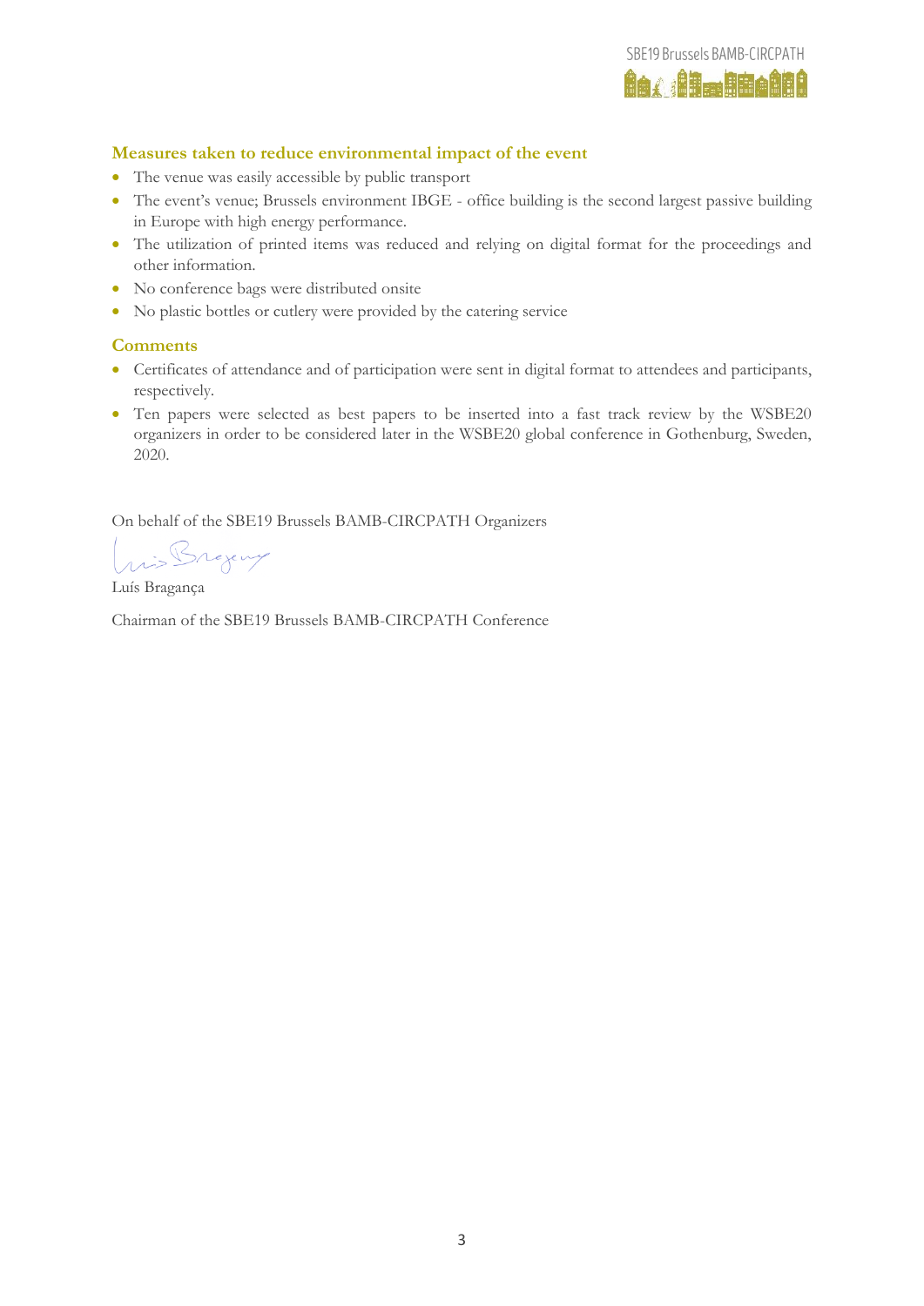## Measures taken to reduce environmental impact of the event

- The venue was easily accessible by public transport
- The event's venue; Brussels environment IBGE - office building is the second largest passive building in Europe with high energy performance.
- The utilization of printed items was reduced and relying on digital format for the proceedings and other information.
- No conference bags were distributed onsite
- No plastic bottles or cutlery were provided by the catering service

## Comments

- Certificates of attendance and of participation were sent in digital format to attendees and participants, respectively.
- Ten papers were selected as best papers to be inserted into a fast track review by the WSBE20 organizers in order to be considered later in the WSBE20 global conference in Gothenburg, Sweden, 2020.

On behalf of the SBE19 Brussels BAMB-CIRCPATH Organizers

Luís Bragança

Chairman of the SBE19 Brussels BAMB-CIRCPATH Conference